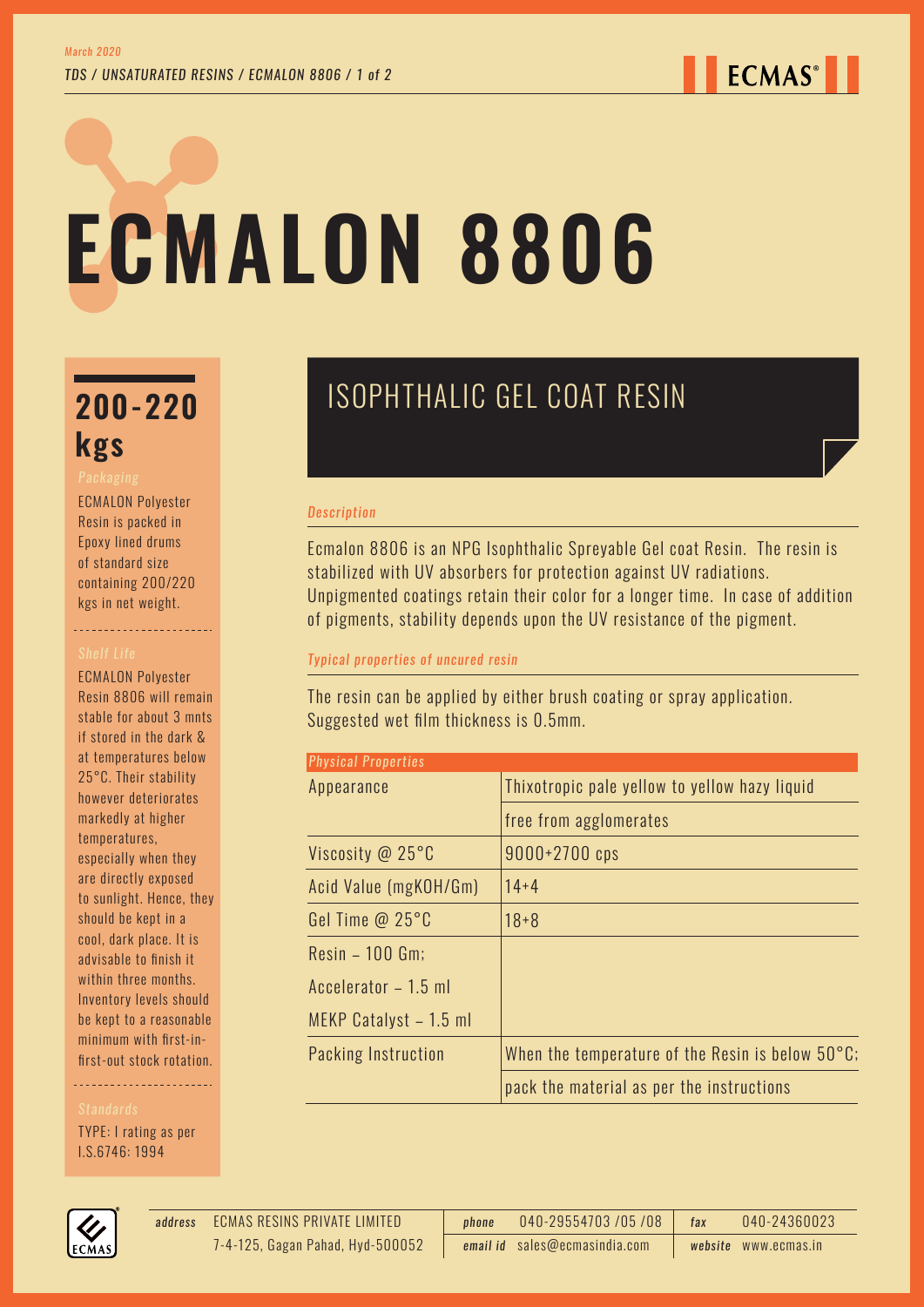# ECMALON 8806

## ISOPHTHALIC GEL COAT RESIN

### 200-220 kgs

*Packaging*

ECMALON Polyester Resin is packed in Epoxy lined drums of standard size containing 200/220 kgs in net weight.

*Shelf Life*

ECMALON Polyester Resin 8806 will remain stable for about 3 mnts if stored in the dark & at temperatures below 25°C. Their stability however deteriorates markedly at higher temperatures, especially when they are directly exposed to sunlight. Hence, they should be kept in a cool, dark place. It is advisable to finish it within three months. Inventory levels should be kept to a reasonable minimum with first-in-first-out stock rotation.

*Standards*

TYPE: I rating as per I.S.6746: 1994

*Description*

Ecmalon 8806 is an NPG Isophthalic Spreyable Gel coat Resin. The resin is stabilized with UV absorbers for protection against UV radiations. Unpigmented coatings retain their color for a longer time. In case of addition of pigments, stability depends upon the UV resistance of the pigment.

*Typical properties of uncured resin*

The resin can be applied by either brush coating or spray application. Suggested wet film thickness is 0.5mm.

| *Physical Properties* | |
|---|---|
| Appearance | Thixotropic pale yellow to yellow hazy liquid free from agglomerates |
| Viscosity @ 25°C | 9000+2700 cps |
| Acid Value (mgKOH/Gm) | 14+4 |
| Gel Time @ 25°C | 18+8 |
| Resin – 100 Gm; Accelerator – 1.5 ml MEKP Catalyst – 1.5 ml | |
| Packing Instruction | When the temperature of the Resin is below 50°C; pack the material as per the instructions |

*address* ECMAS RESINS PRIVATE LIMITED, 7-4-125, Gagan Pahad, Hyd-500052
*phone* 040-29554703 /05 /08 | *fax* 040-24360023
*email id* sales@ecmasindia.com | *website* www.ecmas.in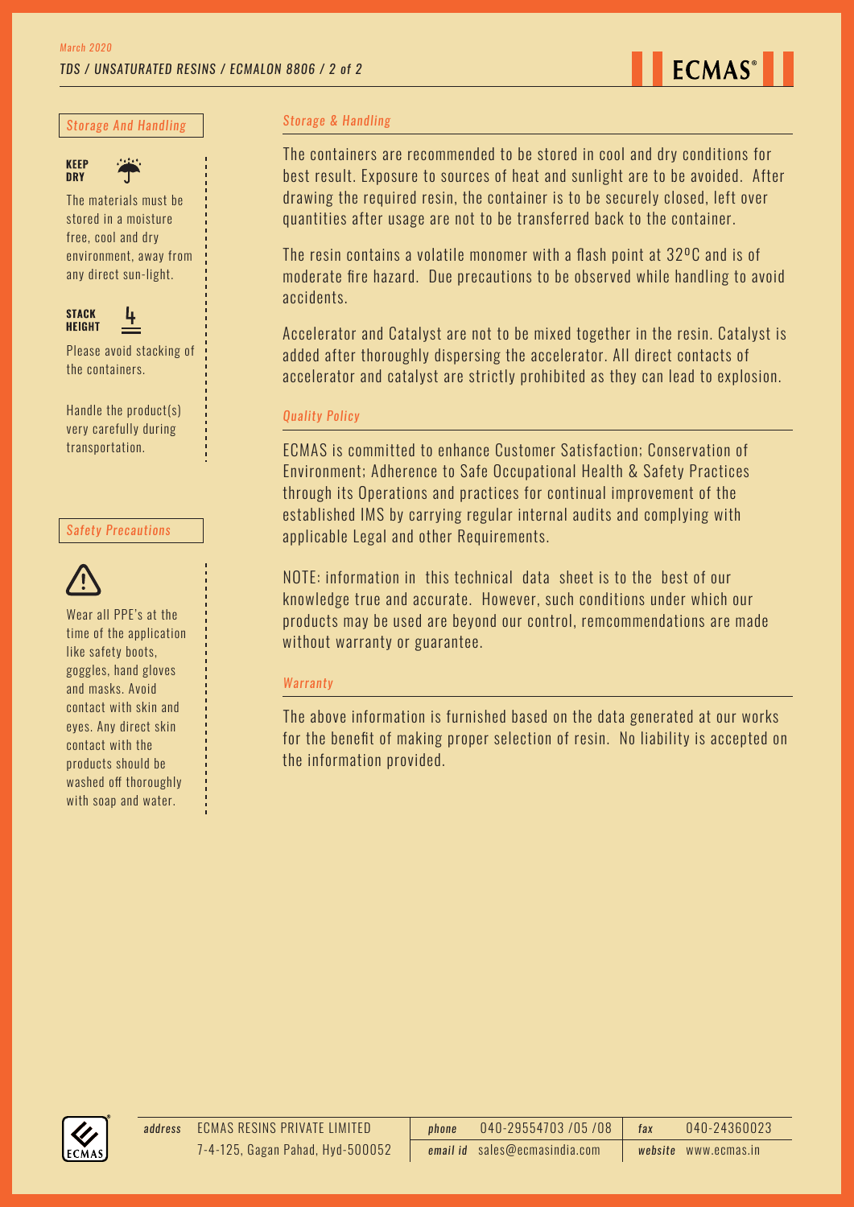## Storage And Handling

**KEEP DRY**

The materials must be stored in a moisture free, cool and dry environment, away from any direct sun-light.

**STACK HEIGHT**

Please avoid stacking of the containers.

Handle the product(s) very carefully during transportation.

## Safety Precautions

Wear all PPE's at the time of the application like safety boots, goggles, hand gloves and masks. Avoid contact with skin and eyes. Any direct skin contact with the products should be washed off thoroughly with soap and water.

### *Storage & Handling*

The containers are recommended to be stored in cool and dry conditions for best result. Exposure to sources of heat and sunlight are to be avoided. After drawing the required resin, the container is to be securely closed, left over quantities after usage are not to be transferred back to the container.

The resin contains a volatile monomer with a flash point at 32ºC and is of moderate fire hazard. Due precautions to be observed while handling to avoid accidents.

Accelerator and Catalyst are not to be mixed together in the resin. Catalyst is added after thoroughly dispersing the accelerator. All direct contacts of accelerator and catalyst are strictly prohibited as they can lead to explosion.

### *Quality Policy*

ECMAS is committed to enhance Customer Satisfaction; Conservation of Environment; Adherence to Safe Occupational Health & Safety Practices through its Operations and practices for continual improvement of the established IMS by carrying regular internal audits and complying with applicable Legal and other Requirements.

NOTE: information in this technical data sheet is to the best of our knowledge true and accurate. However, such conditions under which our products may be used are beyond our control, remcommendations are made without warranty or guarantee.

### *Warranty*

The above information is furnished based on the data generated at our works for the benefit of making proper selection of resin. No liability is accepted on the information provided.

*address* ECMAS RESINS PRIVATE LIMITED
7-4-125, Gagan Pahad, Hyd-500052

*phone* 040-29554703 /05 /08
*email id* sales@ecmasindia.com

*fax* 040-24360023
*website* www.ecmas.in